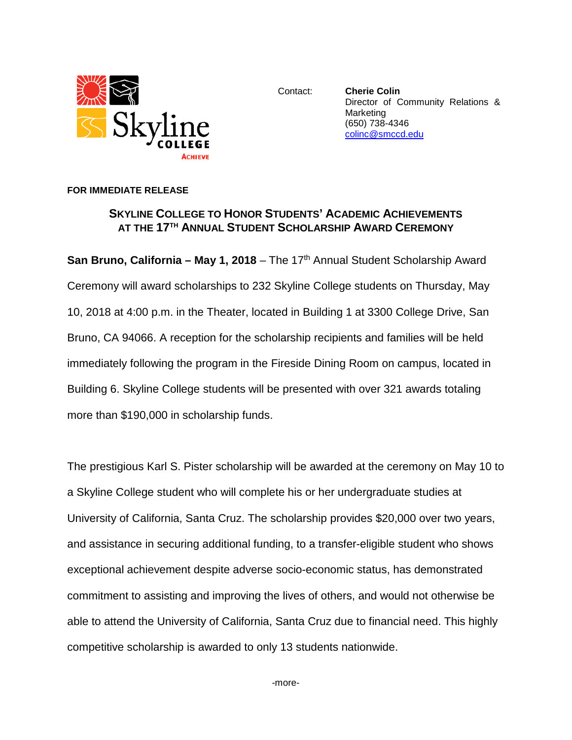Skyline College
ACHIEVE

Contact: **Cherie Colin**
Director of Community Relations & Marketing
(650) 738-4346
colinc@smccd.edu

**FOR IMMEDIATE RELEASE**

## SKYLINE COLLEGE TO HONOR STUDENTS' ACADEMIC ACHIEVEMENTS AT THE 17TH ANNUAL STUDENT SCHOLARSHIP AWARD CEREMONY

**San Bruno, California – May 1, 2018** – The 17th Annual Student Scholarship Award Ceremony will award scholarships to 232 Skyline College students on Thursday, May 10, 2018 at 4:00 p.m. in the Theater, located in Building 1 at 3300 College Drive, San Bruno, CA 94066. A reception for the scholarship recipients and families will be held immediately following the program in the Fireside Dining Room on campus, located in Building 6. Skyline College students will be presented with over 321 awards totaling more than $190,000 in scholarship funds.

The prestigious Karl S. Pister scholarship will be awarded at the ceremony on May 10 to a Skyline College student who will complete his or her undergraduate studies at University of California, Santa Cruz. The scholarship provides $20,000 over two years, and assistance in securing additional funding, to a transfer-eligible student who shows exceptional achievement despite adverse socio-economic status, has demonstrated commitment to assisting and improving the lives of others, and would not otherwise be able to attend the University of California, Santa Cruz due to financial need. This highly competitive scholarship is awarded to only 13 students nationwide.

-more-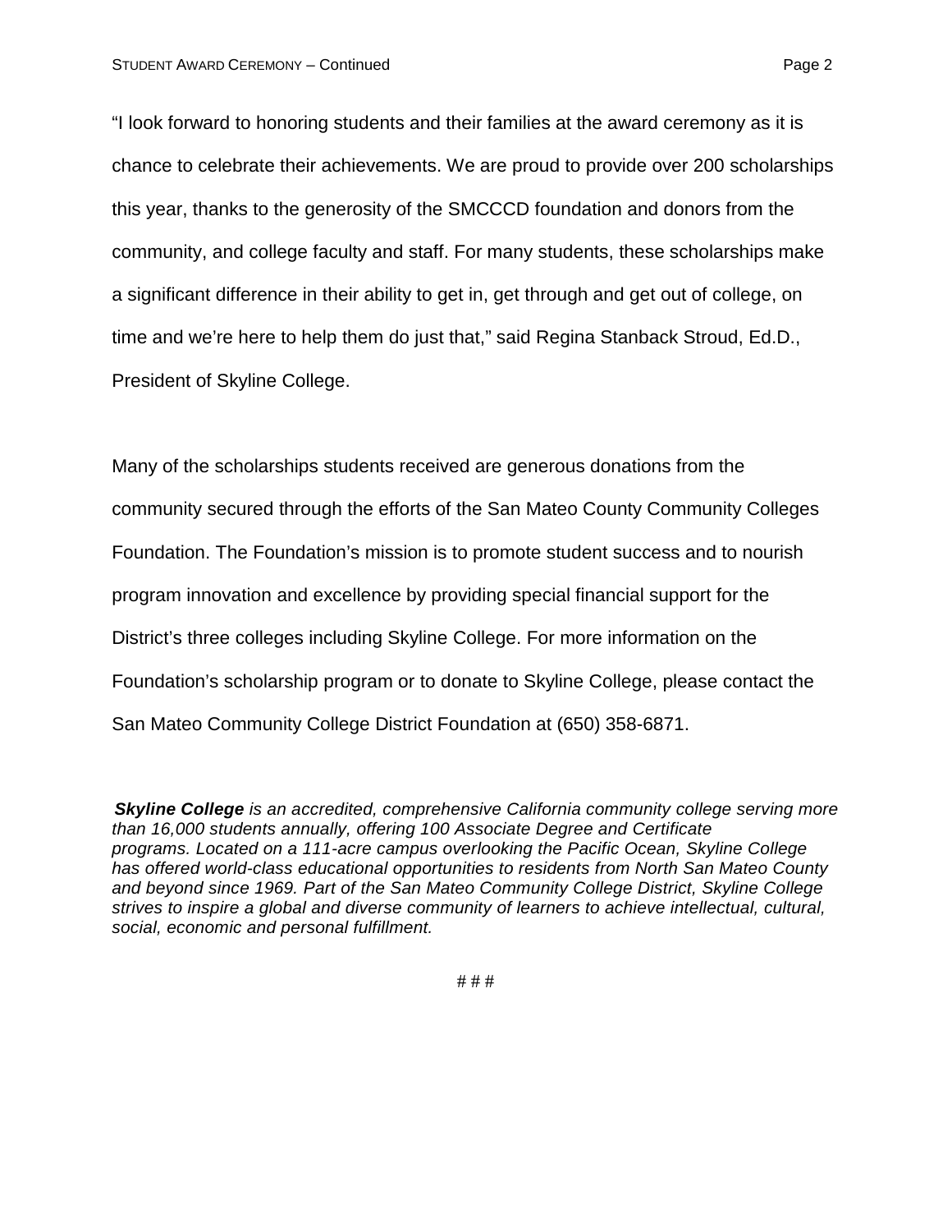"I look forward to honoring students and their families at the award ceremony as it is chance to celebrate their achievements. We are proud to provide over 200 scholarships this year, thanks to the generosity of the SMCCCD foundation and donors from the community, and college faculty and staff. For many students, these scholarships make a significant difference in their ability to get in, get through and get out of college, on time and we're here to help them do just that," said Regina Stanback Stroud, Ed.D., President of Skyline College.

Many of the scholarships students received are generous donations from the community secured through the efforts of the San Mateo County Community Colleges Foundation. The Foundation's mission is to promote student success and to nourish program innovation and excellence by providing special financial support for the District's three colleges including Skyline College. For more information on the Foundation's scholarship program or to donate to Skyline College, please contact the San Mateo Community College District Foundation at (650) 358-6871.

***Skyline College** is an accredited, comprehensive California community college serving more than 16,000 students annually, offering 100 Associate Degree and Certificate programs. Located on a 111-acre campus overlooking the Pacific Ocean, Skyline College has offered world-class educational opportunities to residents from North San Mateo County and beyond since 1969. Part of the San Mateo Community College District, Skyline College strives to inspire a global and diverse community of learners to achieve intellectual, cultural, social, economic and personal fulfillment.*

# # #